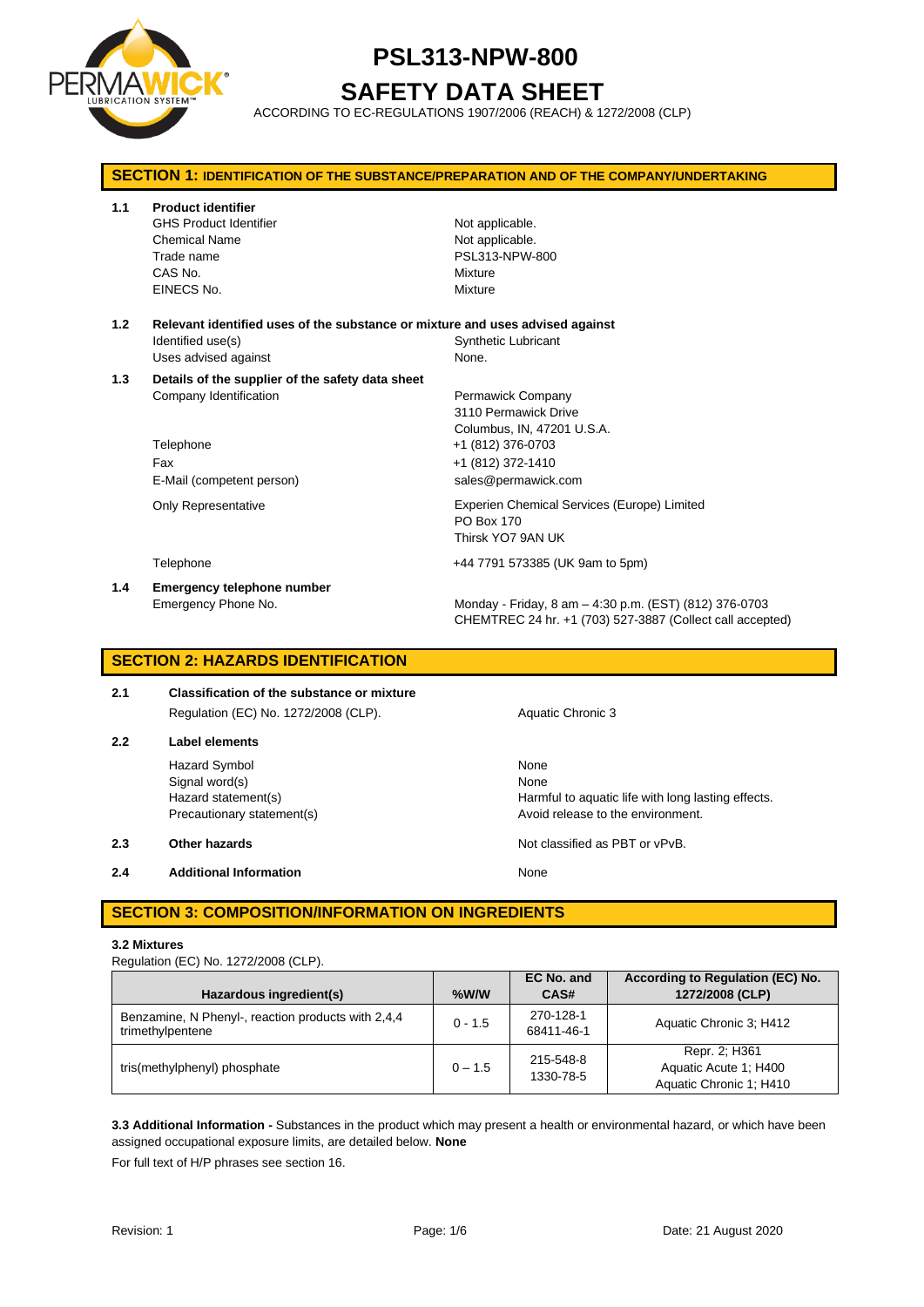# PSL313-NPW-800

# SAFETY DATA SHEET

ACCORDING TO EC-REGULATIONS 1907/2006 (REACH) & 1272/2008 (CLP)

## SECTION 1: IDENTIFICATION OF THE SUBSTANCE/PREPARATION AND OF THE COMPANY/UNDERTAKING

**1.1 Product identifier**

| | |
|---|---|
| GHS Product Identifier | Not applicable. |
| Chemical Name | Not applicable. |
| Trade name | PSL313-NPW-800 |
| CAS No. | Mixture |
| EINECS No. | Mixture |

**1.2 Relevant identified uses of the substance or mixture and uses advised against**

| | |
|---|---|
| Identified use(s) | Synthetic Lubricant |
| Uses advised against | None. |

**1.3 Details of the supplier of the safety data sheet**

| | |
|---|---|
| Company Identification | Permawick Company<br>3110 Permawick Drive<br>Columbus, IN, 47201 U.S.A. |
| Telephone | +1 (812) 376-0703 |
| Fax | +1 (812) 372-1410 |
| E-Mail (competent person) | sales@permawick.com |
| Only Representative | Experien Chemical Services (Europe) Limited<br>PO Box 170<br>Thirsk YO7 9AN UK |
| Telephone | +44 7791 573385 (UK 9am to 5pm) |

**1.4 Emergency telephone number**

| | |
|---|---|
| Emergency Phone No. | Monday - Friday, 8 am – 4:30 p.m. (EST) (812) 376-0703<br>CHEMTREC 24 hr. +1 (703) 527-3887 (Collect call accepted) |

## SECTION 2: HAZARDS IDENTIFICATION

**2.1 Classification of the substance or mixture**

| | |
|---|---|
| Regulation (EC) No. 1272/2008 (CLP). | Aquatic Chronic 3 |

**2.2 Label elements**

| | |
|---|---|
| Hazard Symbol | None |
| Signal word(s) | None |
| Hazard statement(s) | Harmful to aquatic life with long lasting effects. |
| Precautionary statement(s) | Avoid release to the environment. |

**2.3 Other hazards** — Not classified as PBT or vPvB.

**2.4 Additional Information** — None

## SECTION 3: COMPOSITION/INFORMATION ON INGREDIENTS

**3.2 Mixtures**

Regulation (EC) No. 1272/2008 (CLP).

| Hazardous ingredient(s) | %W/W | EC No. and CAS# | According to Regulation (EC) No. 1272/2008 (CLP) |
|---|---|---|---|
| Benzamine, N Phenyl-, reaction products with 2,4,4 trimethylpentene | 0 - 1.5 | 270-128-1<br>68411-46-1 | Aquatic Chronic 3; H412 |
| tris(methylphenyl) phosphate | 0 – 1.5 | 215-548-8<br>1330-78-5 | Repr. 2; H361<br>Aquatic Acute 1; H400<br>Aquatic Chronic 1; H410 |

**3.3 Additional Information -** Substances in the product which may present a health or environmental hazard, or which have been assigned occupational exposure limits, are detailed below. **None**

For full text of H/P phrases see section 16.

Revision: 1 Date: 21 August 2020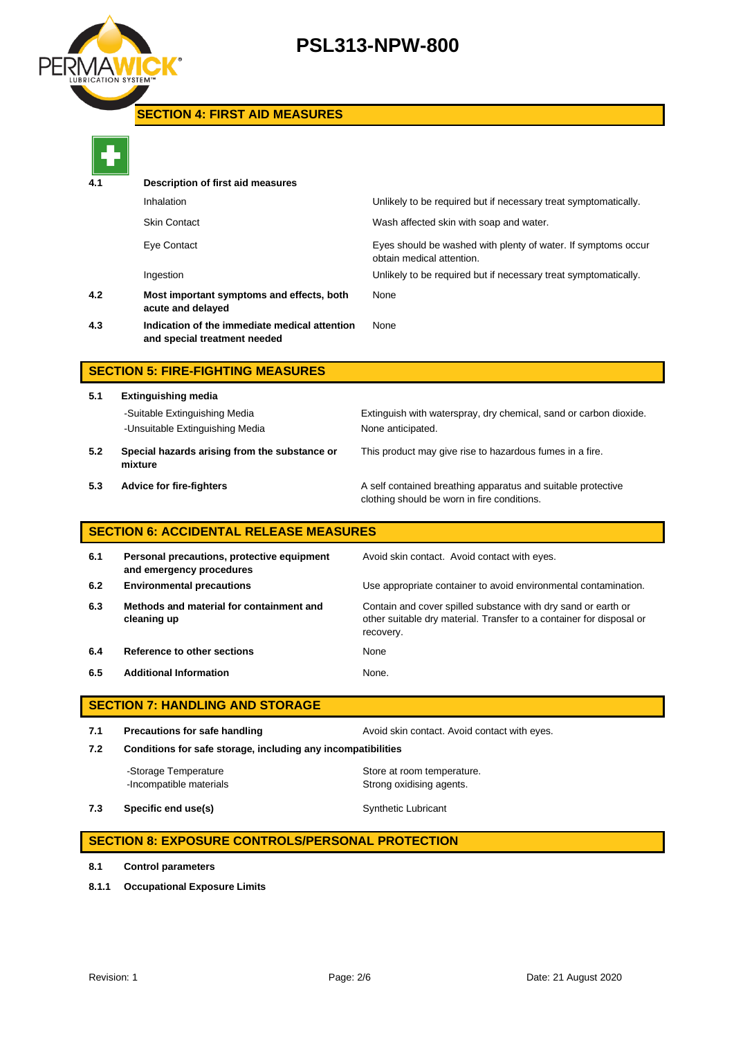## SECTION 4: FIRST AID MEASURES

| | | |
|---|---|---|
| **4.1** | **Description of first aid measures** | |
| | Inhalation | Unlikely to be required but if necessary treat symptomatically. |
| | Skin Contact | Wash affected skin with soap and water. |
| | Eye Contact | Eyes should be washed with plenty of water. If symptoms occur obtain medical attention. |
| | Ingestion | Unlikely to be required but if necessary treat symptomatically. |
| **4.2** | **Most important symptoms and effects, both acute and delayed** | None |
| **4.3** | **Indication of the immediate medical attention and special treatment needed** | None |

## SECTION 5: FIRE-FIGHTING MEASURES

| | | |
|---|---|---|
| **5.1** | **Extinguishing media** | |
| | -Suitable Extinguishing Media | Extinguish with waterspray, dry chemical, sand or carbon dioxide. |
| | -Unsuitable Extinguishing Media | None anticipated. |
| **5.2** | **Special hazards arising from the substance or mixture** | This product may give rise to hazardous fumes in a fire. |
| **5.3** | **Advice for fire-fighters** | A self contained breathing apparatus and suitable protective clothing should be worn in fire conditions. |

## SECTION 6: ACCIDENTAL RELEASE MEASURES

| | | |
|---|---|---|
| **6.1** | **Personal precautions, protective equipment and emergency procedures** | Avoid skin contact. Avoid contact with eyes. |
| **6.2** | **Environmental precautions** | Use appropriate container to avoid environmental contamination. |
| **6.3** | **Methods and material for containment and cleaning up** | Contain and cover spilled substance with dry sand or earth or other suitable dry material. Transfer to a container for disposal or recovery. |
| **6.4** | **Reference to other sections** | None |
| **6.5** | **Additional Information** | None. |

## SECTION 7: HANDLING AND STORAGE

| | | |
|---|---|---|
| **7.1** | **Precautions for safe handling** | Avoid skin contact. Avoid contact with eyes. |
| **7.2** | **Conditions for safe storage, including any incompatibilities** | |
| | -Storage Temperature | Store at room temperature. |
| | -Incompatible materials | Strong oxidising agents. |
| **7.3** | **Specific end use(s)** | Synthetic Lubricant |

## SECTION 8: EXPOSURE CONTROLS/PERSONAL PROTECTION

**8.1** **Control parameters**

**8.1.1** **Occupational Exposure Limits**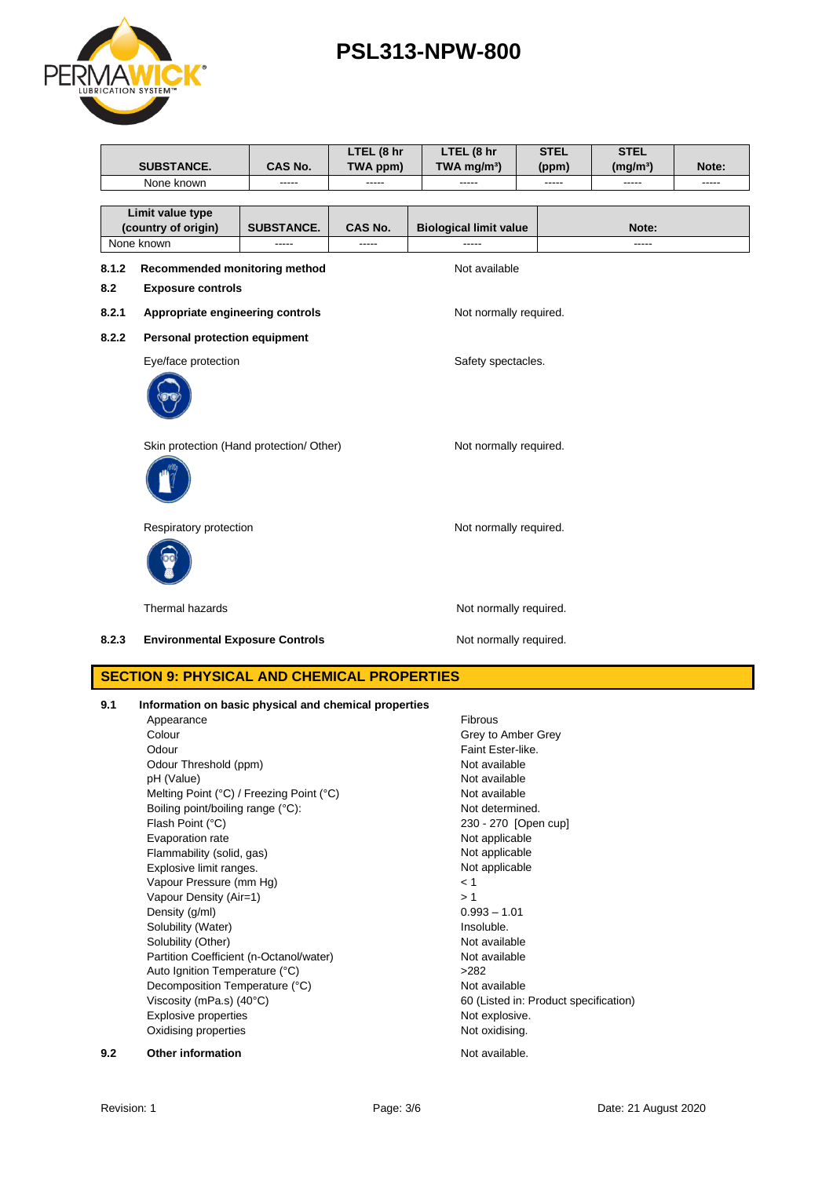| SUBSTANCE. | CAS No. | LTEL (8 hr TWA ppm) | LTEL (8 hr TWA mg/m³) | STEL (ppm) | STEL (mg/m³) | Note: |
|---|---|---|---|---|---|---|
| None known | ----- | ----- | ----- | ----- | ----- | ----- |

| Limit value type (country of origin) | SUBSTANCE. | CAS No. | Biological limit value | Note: |
|---|---|---|---|---|
| None known | ----- | ----- | ----- | ----- |

**8.1.2 Recommended monitoring method** — Not available

**8.2 Exposure controls**

**8.2.1 Appropriate engineering controls** — Not normally required.

**8.2.2 Personal protection equipment**

Eye/face protection — Safety spectacles.

Skin protection (Hand protection/ Other) — Not normally required.

Respiratory protection — Not normally required.

Thermal hazards — Not normally required.

**8.2.3 Environmental Exposure Controls** — Not normally required.

## SECTION 9: PHYSICAL AND CHEMICAL PROPERTIES

**9.1 Information on basic physical and chemical properties**

| Property | Value |
|---|---|
| Appearance | Fibrous |
| Colour | Grey to Amber Grey |
| Odour | Faint Ester-like. |
| Odour Threshold (ppm) | Not available |
| pH (Value) | Not available |
| Melting Point (°C) / Freezing Point (°C) | Not available |
| Boiling point/boiling range (°C): | Not determined. |
| Flash Point (°C) | 230 - 270 [Open cup] |
| Evaporation rate | Not applicable |
| Flammability (solid, gas) | Not applicable |
| Explosive limit ranges. | Not applicable |
| Vapour Pressure (mm Hg) | < 1 |
| Vapour Density (Air=1) | > 1 |
| Density (g/ml) | 0.993 – 1.01 |
| Solubility (Water) | Insoluble. |
| Solubility (Other) | Not available |
| Partition Coefficient (n-Octanol/water) | Not available |
| Auto Ignition Temperature (°C) | >282 |
| Decomposition Temperature (°C) | Not available |
| Viscosity (mPa.s) (40°C) | 60 (Listed in: Product specification) |
| Explosive properties | Not explosive. |
| Oxidising properties | Not oxidising. |

**9.2 Other information** — Not available.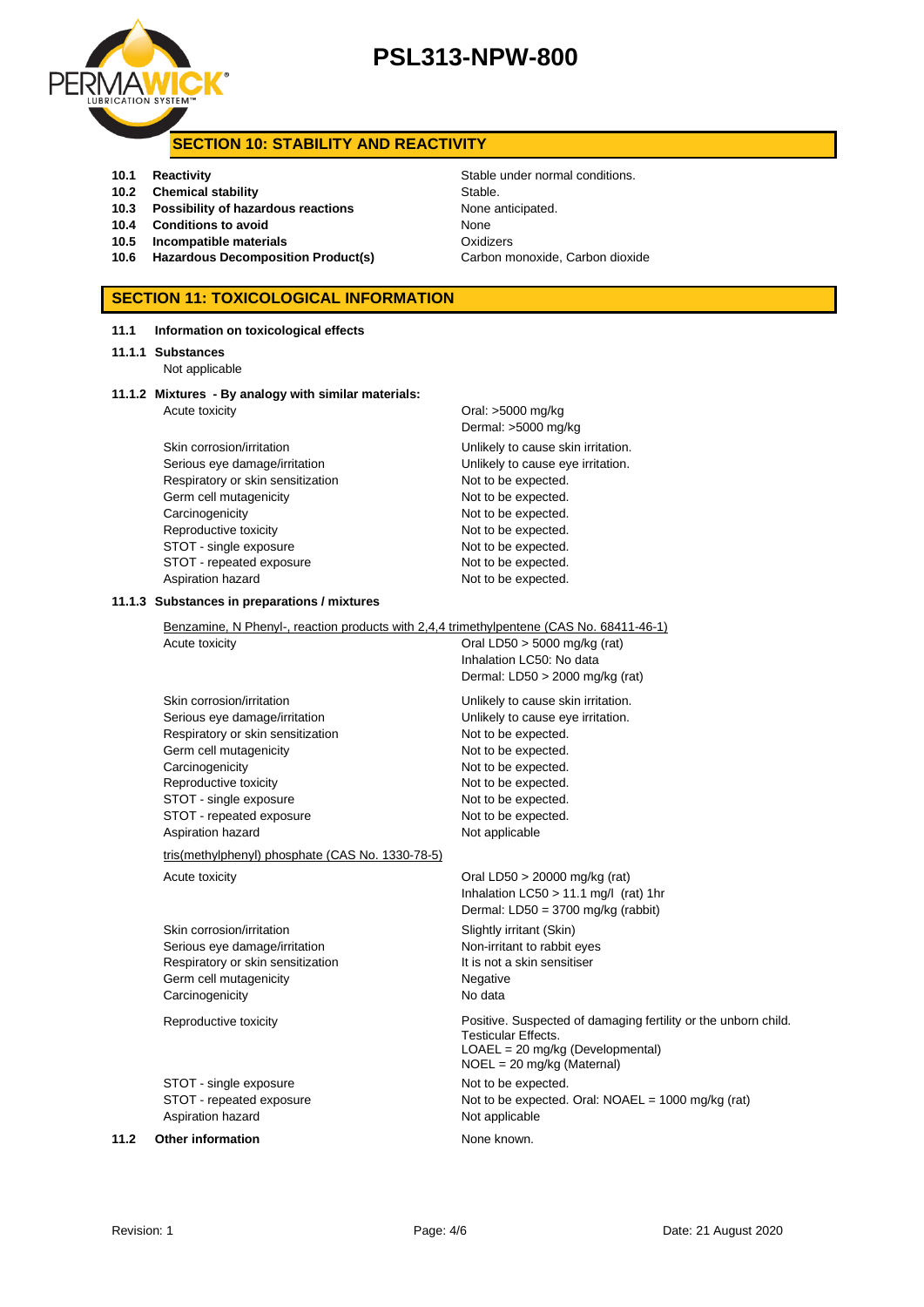## SECTION 10: STABILITY AND REACTIVITY

| | | |
|---|---|---|
| **10.1** | **Reactivity** | Stable under normal conditions. |
| **10.2** | **Chemical stability** | Stable. |
| **10.3** | **Possibility of hazardous reactions** | None anticipated. |
| **10.4** | **Conditions to avoid** | None |
| **10.5** | **Incompatible materials** | Oxidizers |
| **10.6** | **Hazardous Decomposition Product(s)** | Carbon monoxide, Carbon dioxide |

## SECTION 11: TOXICOLOGICAL INFORMATION

**11.1 Information on toxicological effects**

**11.1.1 Substances**

Not applicable

**11.1.2 Mixtures - By analogy with similar materials:**

| | |
|---|---|
| Acute toxicity | Oral: >5000 mg/kg<br>Dermal: >5000 mg/kg |
| Skin corrosion/irritation | Unlikely to cause skin irritation. |
| Serious eye damage/irritation | Unlikely to cause eye irritation. |
| Respiratory or skin sensitization | Not to be expected. |
| Germ cell mutagenicity | Not to be expected. |
| Carcinogenicity | Not to be expected. |
| Reproductive toxicity | Not to be expected. |
| STOT - single exposure | Not to be expected. |
| STOT - repeated exposure | Not to be expected. |
| Aspiration hazard | Not to be expected. |

**11.1.3 Substances in preparations / mixtures**

Benzamine, N Phenyl-, reaction products with 2,4,4 trimethylpentene (CAS No. 68411-46-1)

| | |
|---|---|
| Acute toxicity | Oral LD50 > 5000 mg/kg (rat)<br>Inhalation LC50: No data<br>Dermal: LD50 > 2000 mg/kg (rat) |
| Skin corrosion/irritation | Unlikely to cause skin irritation. |
| Serious eye damage/irritation | Unlikely to cause eye irritation. |
| Respiratory or skin sensitization | Not to be expected. |
| Germ cell mutagenicity | Not to be expected. |
| Carcinogenicity | Not to be expected. |
| Reproductive toxicity | Not to be expected. |
| STOT - single exposure | Not to be expected. |
| STOT - repeated exposure | Not to be expected. |
| Aspiration hazard | Not applicable |

tris(methylphenyl) phosphate (CAS No. 1330-78-5)

| | |
|---|---|
| Acute toxicity | Oral LD50 > 20000 mg/kg (rat)<br>Inhalation LC50 > 11.1 mg/l (rat) 1hr<br>Dermal: LD50 = 3700 mg/kg (rabbit) |
| Skin corrosion/irritation | Slightly irritant (Skin) |
| Serious eye damage/irritation | Non-irritant to rabbit eyes |
| Respiratory or skin sensitization | It is not a skin sensitiser |
| Germ cell mutagenicity | Negative |
| Carcinogenicity | No data |
| Reproductive toxicity | Positive. Suspected of damaging fertility or the unborn child.<br>Testicular Effects.<br>LOAEL = 20 mg/kg (Developmental)<br>NOEL = 20 mg/kg (Maternal) |
| STOT - single exposure | Not to be expected. |
| STOT - repeated exposure | Not to be expected. Oral: NOAEL = 1000 mg/kg (rat) |
| Aspiration hazard | Not applicable |

**11.2 Other information** None known.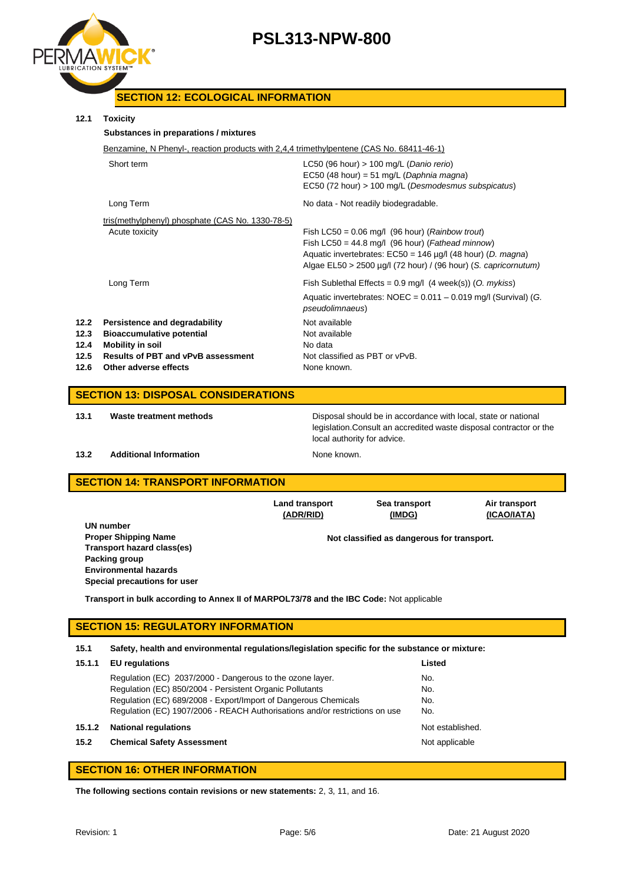## SECTION 12: ECOLOGICAL INFORMATION

**12.1 Toxicity**

**Substances in preparations / mixtures**

Benzamine, N Phenyl-, reaction products with 2,4,4 trimethylpentene (CAS No. 68411-46-1)

| | |
|---|---|
| Short term | LC50 (96 hour) > 100 mg/L (*Danio rerio*)<br>EC50 (48 hour) = 51 mg/L (*Daphnia magna*)<br>EC50 (72 hour) > 100 mg/L (*Desmodesmus subspicatus*) |
| Long Term | No data - Not readily biodegradable. |

tris(methylphenyl) phosphate (CAS No. 1330-78-5)

| | |
|---|---|
| Acute toxicity | Fish LC50 = 0.06 mg/l (96 hour) (*Rainbow trout*)<br>Fish LC50 = 44.8 mg/l (96 hour) (*Fathead minnow*)<br>Aquatic invertebrates: EC50 = 146 µg/l (48 hour) (*D. magna*)<br>Algae EL50 > 2500 µg/l (72 hour) / (96 hour) (*S. capricornutum*) |
| Long Term | Fish Sublethal Effects = 0.9 mg/l (4 week(s)) (*O. mykiss*)<br>Aquatic invertebrates: NOEC = 0.011 – 0.019 mg/l (Survival) (*G. pseudolimnaeus*) |

| | | |
|---|---|---|
| **12.2** | **Persistence and degradability** | Not available |
| **12.3** | **Bioaccumulative potential** | Not available |
| **12.4** | **Mobility in soil** | No data |
| **12.5** | **Results of PBT and vPvB assessment** | Not classified as PBT or vPvB. |
| **12.6** | **Other adverse effects** | None known. |

## SECTION 13: DISPOSAL CONSIDERATIONS

| | | |
|---|---|---|
| **13.1** | **Waste treatment methods** | Disposal should be in accordance with local, state or national legislation.Consult an accredited waste disposal contractor or the local authority for advice. |
| **13.2** | **Additional Information** | None known. |

## SECTION 14: TRANSPORT INFORMATION

| | **Land transport (ADR/RID)** | **Sea transport (IMDG)** | **Air transport (ICAO/IATA)** |
|---|---|---|---|
| **UN number** | | | |
| **Proper Shipping Name** | Not classified as dangerous for transport. | | |
| **Transport hazard class(es)** | | | |
| **Packing group** | | | |
| **Environmental hazards** | | | |
| **Special precautions for user** | | | |

**Transport in bulk according to Annex II of MARPOL73/78 and the IBC Code:** Not applicable

## SECTION 15: REGULATORY INFORMATION

**15.1 Safety, health and environmental regulations/legislation specific for the substance or mixture:**

| **15.1.1** | **EU regulations** | **Listed** |
|---|---|---|
| | Regulation (EC) 2037/2000 - Dangerous to the ozone layer. | No. |
| | Regulation (EC) 850/2004 - Persistent Organic Pollutants | No. |
| | Regulation (EC) 689/2008 - Export/Import of Dangerous Chemicals | No. |
| | Regulation (EC) 1907/2006 - REACH Authorisations and/or restrictions on use | No. |
| **15.1.2** | **National regulations** | Not established. |
| **15.2** | **Chemical Safety Assessment** | Not applicable |

## SECTION 16: OTHER INFORMATION

**The following sections contain revisions or new statements:** 2, 3, 11, and 16.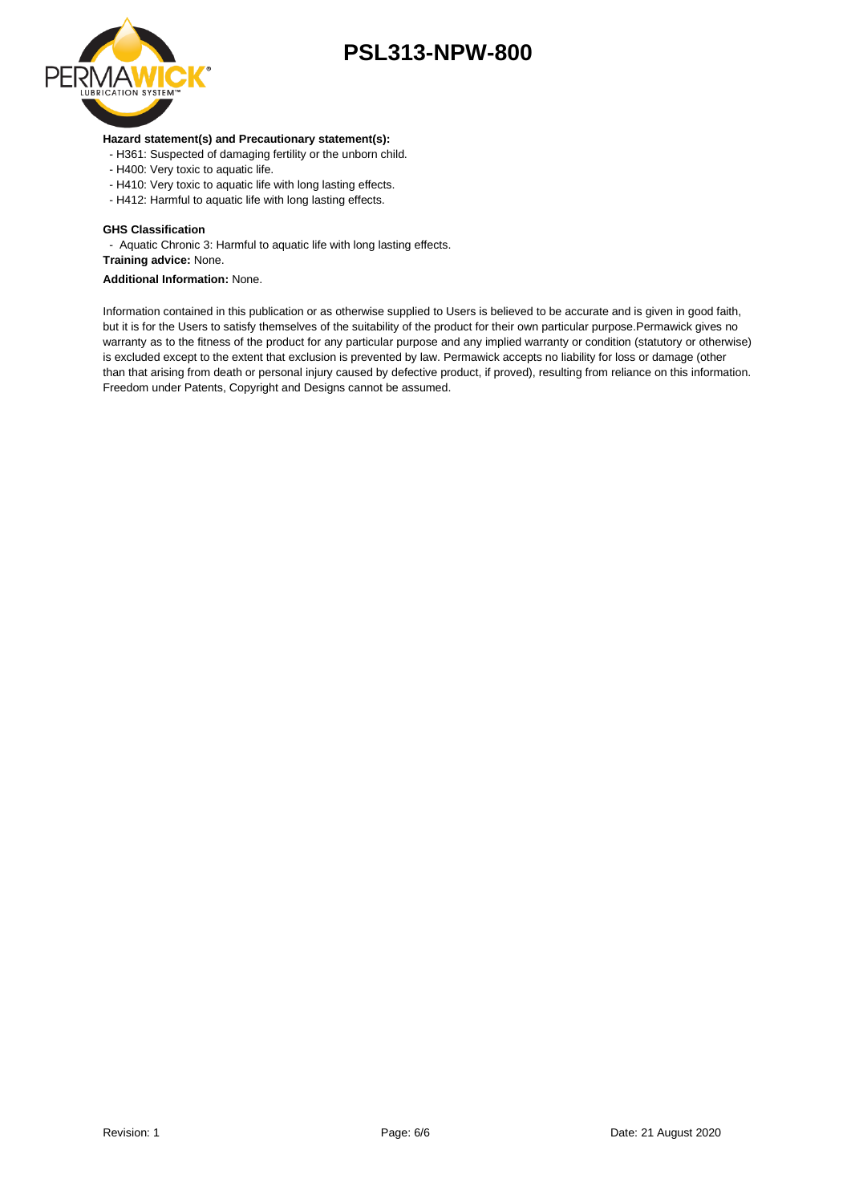**Hazard statement(s) and Precautionary statement(s):**

- H361: Suspected of damaging fertility or the unborn child.
- H400: Very toxic to aquatic life.
- H410: Very toxic to aquatic life with long lasting effects.
- H412: Harmful to aquatic life with long lasting effects.

**GHS Classification**

- Aquatic Chronic 3: Harmful to aquatic life with long lasting effects.

**Training advice:** None.

**Additional Information:** None.

Information contained in this publication or as otherwise supplied to Users is believed to be accurate and is given in good faith, but it is for the Users to satisfy themselves of the suitability of the product for their own particular purpose.Permawick gives no warranty as to the fitness of the product for any particular purpose and any implied warranty or condition (statutory or otherwise) is excluded except to the extent that exclusion is prevented by law. Permawick accepts no liability for loss or damage (other than that arising from death or personal injury caused by defective product, if proved), resulting from reliance on this information. Freedom under Patents, Copyright and Designs cannot be assumed.